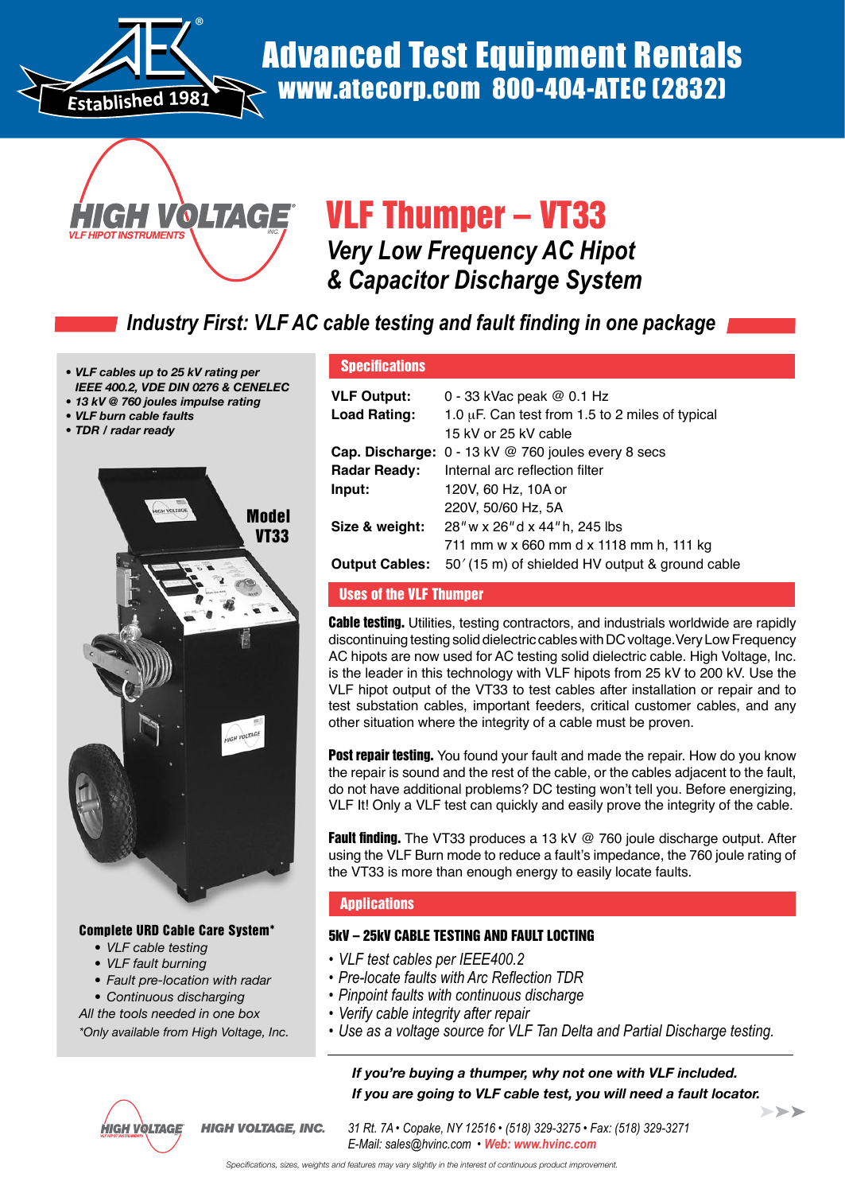# Advanced Test Equipment Rentals

**www.atecorp.com 800-404-ATEC (2832)**

Established 1981

HIGH VOLTAGE — VLF HIPOT INSTRUMENTS

# VLF Thumper – VT33

## *Very Low Frequency AC Hipot & Capacitor Discharge System*

### *Industry First: VLF AC cable testing and fault finding in one package*

- ***VLF cables up to 25 kV rating per IEEE 400.2, VDE DIN 0276 & CENELEC***
- ***13 kV @ 760 joules impulse rating***
- ***VLF burn cable faults***
- ***TDR / radar ready***

**Model VT33**

**Complete URD Cable Care System\***

- *VLF cable testing*
- *VLF fault burning*
- *Fault pre-location with radar*
- *Continuous discharging*

*All the tools needed in one box*

*\*Only available from High Voltage, Inc.*

## Specifications

| | |
|---|---|
| **VLF Output:** | 0 - 33 kVac peak @ 0.1 Hz |
| **Load Rating:** | 1.0 μF. Can test from 1.5 to 2 miles of typical 15 kV or 25 kV cable |
| **Cap. Discharge:** | 0 - 13 kV @ 760 joules every 8 secs |
| **Radar Ready:** | Internal arc reflection filter |
| **Input:** | 120V, 60 Hz, 10A or 220V, 50/60 Hz, 5A |
| **Size & weight:** | 28"w x 26"d x 44"h, 245 lbs<br>711 mm w x 660 mm d x 1118 mm h, 111 kg |
| **Output Cables:** | 50′ (15 m) of shielded HV output & ground cable |

## Uses of the VLF Thumper

**Cable testing.** Utilities, testing contractors, and industrials worldwide are rapidly discontinuing testing solid dielectric cables with DC voltage. Very Low Frequency AC hipots are now used for AC testing solid dielectric cable. High Voltage, Inc. is the leader in this technology with VLF hipots from 25 kV to 200 kV. Use the VLF hipot output of the VT33 to test cables after installation or repair and to test substation cables, important feeders, critical customer cables, and any other situation where the integrity of a cable must be proven.

**Post repair testing.** You found your fault and made the repair. How do you know the repair is sound and the rest of the cable, or the cables adjacent to the fault, do not have additional problems? DC testing won't tell you. Before energizing, VLF It! Only a VLF test can quickly and easily prove the integrity of the cable.

**Fault finding.** The VT33 produces a 13 kV @ 760 joule discharge output. After using the VLF Burn mode to reduce a fault's impedance, the 760 joule rating of the VT33 is more than enough energy to easily locate faults.

## Applications

**5kV – 25kV CABLE TESTING AND FAULT LOCTING**

- *VLF test cables per IEEE400.2*
- *Pre-locate faults with Arc Reflection TDR*
- *Pinpoint faults with continuous discharge*
- *Verify cable integrity after repair*
- *Use as a voltage source for VLF Tan Delta and Partial Discharge testing.*

***If you're buying a thumper, why not one with VLF included.***
***If you are going to VLF cable test, you will need a fault locator.***

**HIGH VOLTAGE, INC.** *31 Rt. 7A • Copake, NY 12516 • (518) 329-3275 • Fax: (518) 329-3271*
*E-Mail: sales@hvinc.com • Web: www.hvinc.com*

*Specifications, sizes, weights and features may vary slightly in the interest of continuous product improvement.*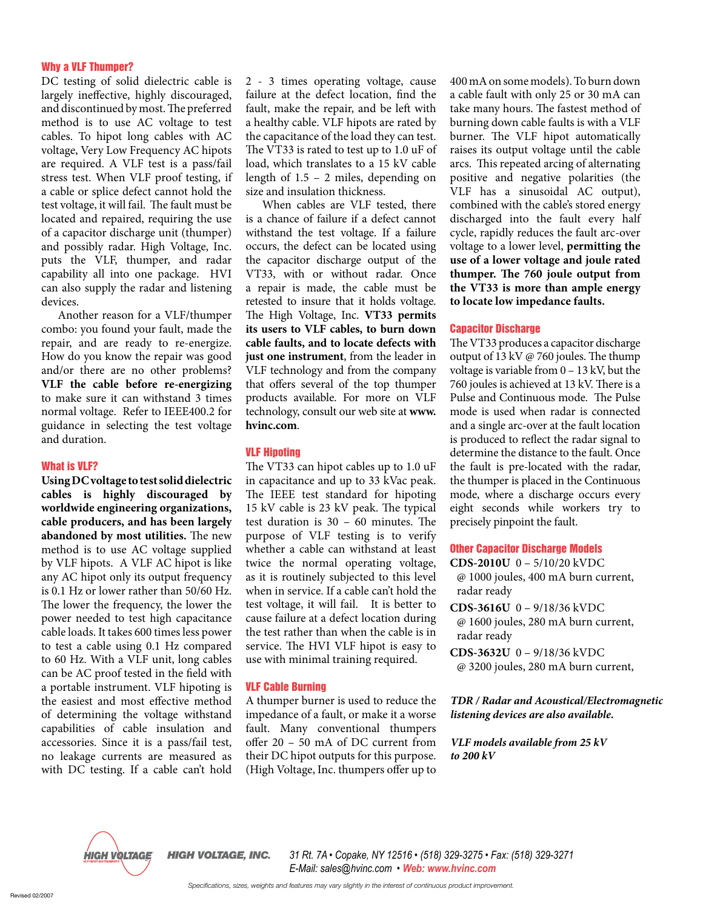## Why a VLF Thumper?

DC testing of solid dielectric cable is largely ineffective, highly discouraged, and discontinued by most. The preferred method is to use AC voltage to test cables. To hipot long cables with AC voltage, Very Low Frequency AC hipots are required. A VLF test is a pass/fail stress test. When VLF proof testing, if a cable or splice defect cannot hold the test voltage, it will fail. The fault must be located and repaired, requiring the use of a capacitor discharge unit (thumper) and possibly radar. High Voltage, Inc. puts the VLF, thumper, and radar capability all into one package. HVI can also supply the radar and listening devices.

Another reason for a VLF/thumper combo: you found your fault, made the repair, and are ready to re-energize. How do you know the repair was good and/or there are no other problems? **VLF the cable before re-energizing** to make sure it can withstand 3 times normal voltage. Refer to IEEE400.2 for guidance in selecting the test voltage and duration.

## What is VLF?

**Using DC voltage to test solid dielectric cables is highly discouraged by worldwide engineering organizations, cable producers, and has been largely abandoned by most utilities.** The new method is to use AC voltage supplied by VLF hipots. A VLF AC hipot is like any AC hipot only its output frequency is 0.1 Hz or lower rather than 50/60 Hz. The lower the frequency, the lower the power needed to test high capacitance cable loads. It takes 600 times less power to test a cable using 0.1 Hz compared to 60 Hz. With a VLF unit, long cables can be AC proof tested in the field with a portable instrument. VLF hipoting is the easiest and most effective method of determining the voltage withstand capabilities of cable insulation and accessories. Since it is a pass/fail test, no leakage currents are measured as with DC testing. If a cable can't hold 2 - 3 times operating voltage, cause failure at the defect location, find the fault, make the repair, and be left with a healthy cable. VLF hipots are rated by the capacitance of the load they can test. The VT33 is rated to test up to 1.0 uF of load, which translates to a 15 kV cable length of 1.5 – 2 miles, depending on size and insulation thickness.

When cables are VLF tested, there is a chance of failure if a defect cannot withstand the test voltage. If a failure occurs, the defect can be located using the capacitor discharge output of the VT33, with or without radar. Once a repair is made, the cable must be retested to insure that it holds voltage. The High Voltage, Inc. **VT33 permits its users to VLF cables, to burn down cable faults, and to locate defects with just one instrument**, from the leader in VLF technology and from the company that offers several of the top thumper products available. For more on VLF technology, consult our web site at **www.hvinc.com**.

## VLF Hipoting

The VT33 can hipot cables up to 1.0 uF in capacitance and up to 33 kVac peak. The IEEE test standard for hipoting 15 kV cable is 23 kV peak. The typical test duration is 30 – 60 minutes. The purpose of VLF testing is to verify whether a cable can withstand at least twice the normal operating voltage, as it is routinely subjected to this level when in service. If a cable can't hold the test voltage, it will fail. It is better to cause failure at a defect location during the test rather than when the cable is in service. The HVI VLF hipot is easy to use with minimal training required.

## VLF Cable Burning

A thumper burner is used to reduce the impedance of a fault, or make it a worse fault. Many conventional thumpers offer 20 – 50 mA of DC current from their DC hipot outputs for this purpose. (High Voltage, Inc. thumpers offer up to 400 mA on some models). To burn down a cable fault with only 25 or 30 mA can take many hours. The fastest method of burning down cable faults is with a VLF burner. The VLF hipot automatically raises its output voltage until the cable arcs. This repeated arcing of alternating positive and negative polarities (the VLF has a sinusoidal AC output), combined with the cable's stored energy discharged into the fault every half cycle, rapidly reduces the fault arc-over voltage to a lower level, **permitting the use of a lower voltage and joule rated thumper. The 760 joule output from the VT33 is more than ample energy to locate low impedance faults.**

## Capacitor Discharge

The VT33 produces a capacitor discharge output of 13 kV @ 760 joules. The thump voltage is variable from 0 – 13 kV, but the 760 joules is achieved at 13 kV. There is a Pulse and Continuous mode. The Pulse mode is used when radar is connected and a single arc-over at the fault location is produced to reflect the radar signal to determine the distance to the fault. Once the fault is pre-located with the radar, the thumper is placed in the Continuous mode, where a discharge occurs every eight seconds while workers try to precisely pinpoint the fault.

## Other Capacitor Discharge Models

**CDS-2010U** 0 – 5/10/20 kVDC @ 1000 joules, 400 mA burn current, radar ready

**CDS-3616U** 0 – 9/18/36 kVDC @ 1600 joules, 280 mA burn current, radar ready

**CDS-3632U** 0 – 9/18/36 kVDC @ 3200 joules, 280 mA burn current,

***TDR / Radar and Acoustical/Electromagnetic listening devices are also available.***

***VLF models available from 25 kV to 200 kV***

HIGH VOLTAGE, INC. 31 Rt. 7A • Copake, NY 12516 • (518) 329-3275 • Fax: (518) 329-3271
E-Mail: sales@hvinc.com • Web: www.hvinc.com

Revised 02/2007

*Specifications, sizes, weights and features may vary slightly in the interest of continuous product improvement.*